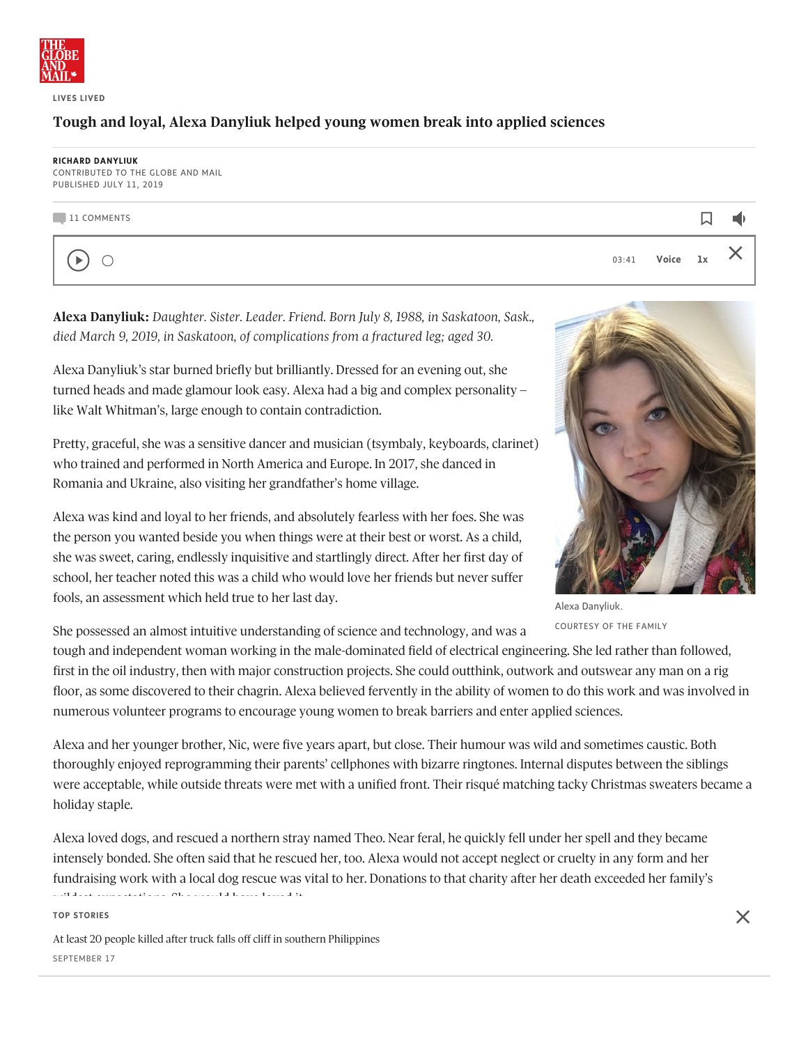LIVES LIVED

# Tough and loyal, Alexa Danyliuk helped young women break into applied sciences

RICHARD DANYLIUK
CONTRIBUTED TO THE GLOBE AND MAIL
PUBLISHED JULY 11, 2019

**Alexa Danyliuk:** *Daughter. Sister. Leader. Friend. Born July 8, 1988, in Saskatoon, Sask., died March 9, 2019, in Saskatoon, of complications from a fractured leg; aged 30.*

Alexa Danyliuk's star burned briefly but brilliantly. Dressed for an evening out, she turned heads and made glamour look easy. Alexa had a big and complex personality – like Walt Whitman's, large enough to contain contradiction.

Pretty, graceful, she was a sensitive dancer and musician (tsymbaly, keyboards, clarinet) who trained and performed in North America and Europe. In 2017, she danced in Romania and Ukraine, also visiting her grandfather's home village.

Alexa was kind and loyal to her friends, and absolutely fearless with her foes. She was the person you wanted beside you when things were at their best or worst. As a child, she was sweet, caring, endlessly inquisitive and startlingly direct. After her first day of school, her teacher noted this was a child who would love her friends but never suffer fools, an assessment which held true to her last day.

Alexa Danyliuk.
COURTESY OF THE FAMILY

She possessed an almost intuitive understanding of science and technology, and was a tough and independent woman working in the male-dominated field of electrical engineering. She led rather than followed, first in the oil industry, then with major construction projects. She could outthink, outwork and outswear any man on a rig floor, as some discovered to their chagrin. Alexa believed fervently in the ability of women to do this work and was involved in numerous volunteer programs to encourage young women to break barriers and enter applied sciences.

Alexa and her younger brother, Nic, were five years apart, but close. Their humour was wild and sometimes caustic. Both thoroughly enjoyed reprogramming their parents' cellphones with bizarre ringtones. Internal disputes between the siblings were acceptable, while outside threats were met with a unified front. Their risqué matching tacky Christmas sweaters became a holiday staple.

Alexa loved dogs, and rescued a northern stray named Theo. Near feral, he quickly fell under her spell and they became intensely bonded. She often said that he rescued her, too. Alexa would not accept neglect or cruelty in any form and her fundraising work with a local dog rescue was vital to her. Donations to that charity after her death exceeded her family's wildest expectations. She would have loved it.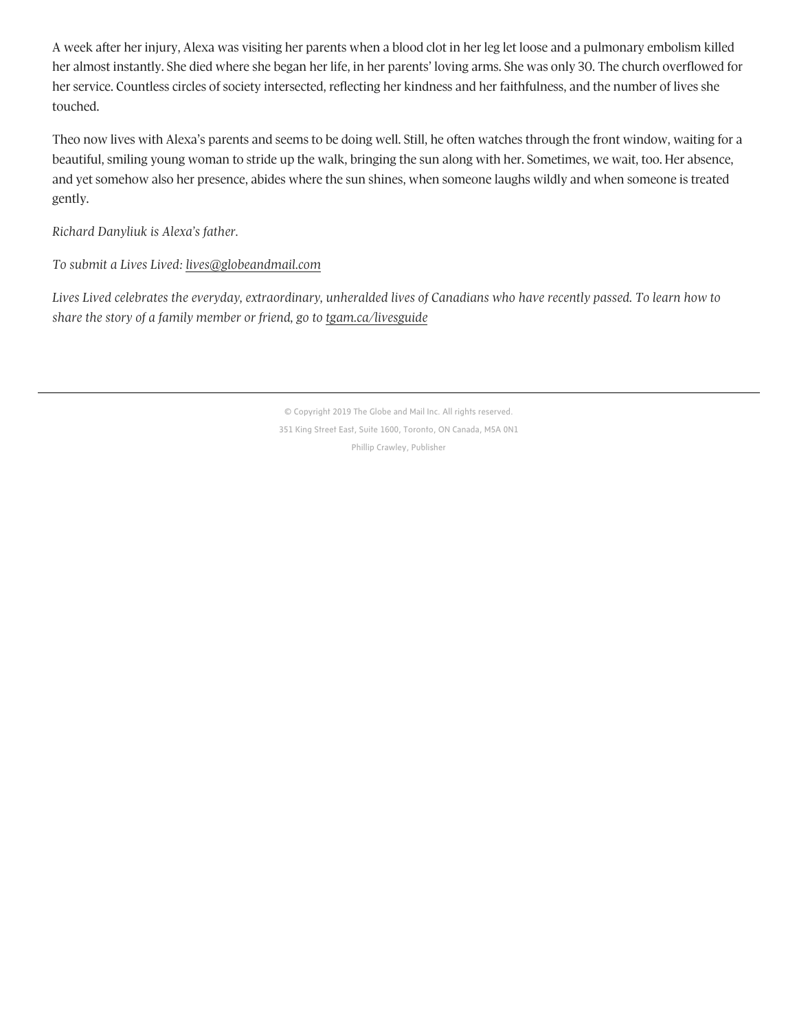A week after her injury, Alexa was visiting her parents when a blood clot in her leg let loose and a pulmonary embolism killed her almost instantly. She died where she began her life, in her parents' loving arms. She was only 30. The church overflowed for her service. Countless circles of society intersected, reflecting her kindness and her faithfulness, and the number of lives she touched.

Theo now lives with Alexa's parents and seems to be doing well. Still, he often watches through the front window, waiting for a beautiful, smiling young woman to stride up the walk, bringing the sun along with her. Sometimes, we wait, too. Her absence, and yet somehow also her presence, abides where the sun shines, when someone laughs wildly and when someone is treated gently.

*Richard Danyliuk is Alexa's father.*

*To submit a Lives Lived: lives@globeandmail.com*

*Lives Lived celebrates the everyday, extraordinary, unheralded lives of Canadians who have recently passed. To learn how to share the story of a family member or friend, go to tgam.ca/livesguide*

© Copyright 2019 The Globe and Mail Inc. All rights reserved.

351 King Street East, Suite 1600, Toronto, ON Canada, M5A 0N1

Phillip Crawley, Publisher